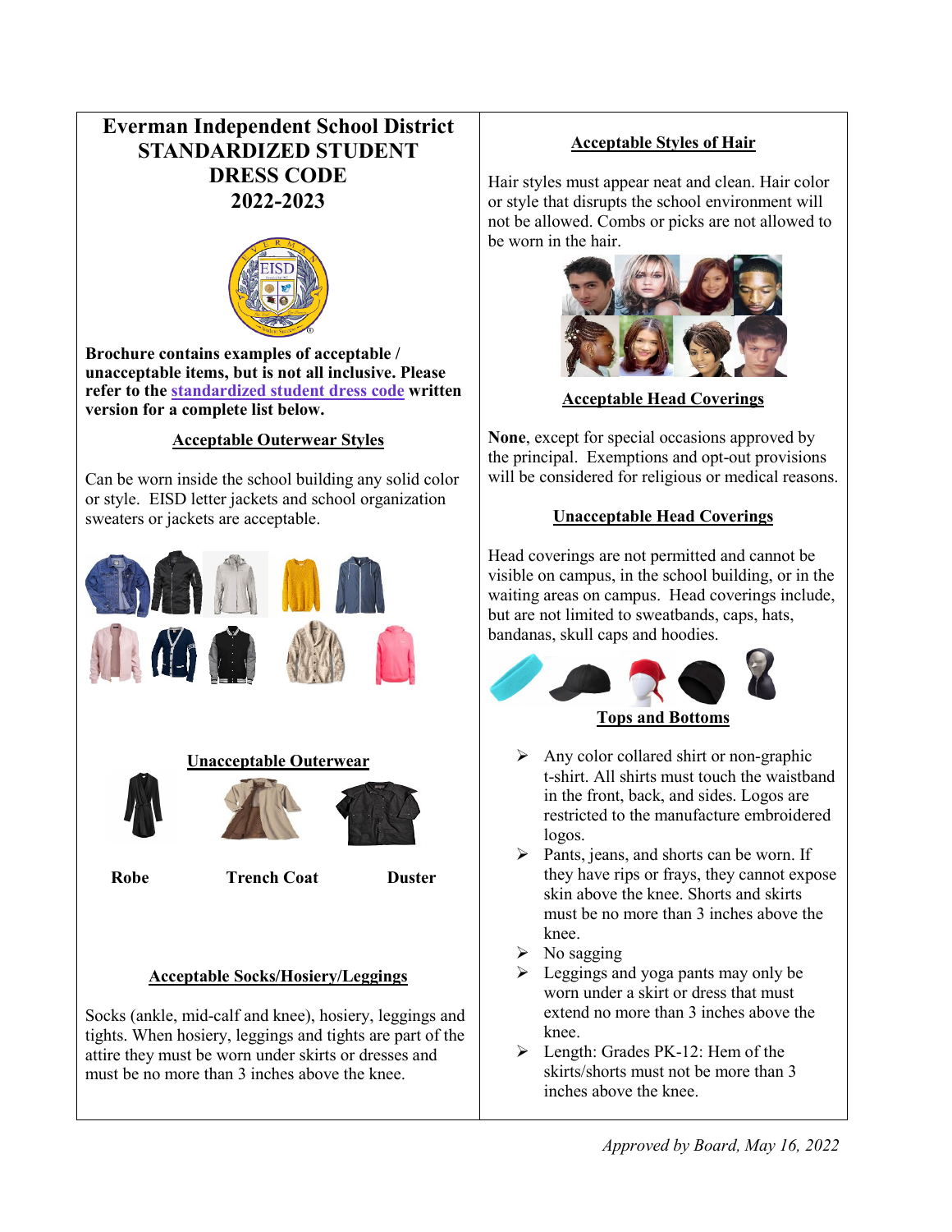# Everman Independent School District STANDARDIZED STUDENT DRESS CODE 2022-2023

**Brochure contains examples of acceptable / unacceptable items, but is not all inclusive. Please refer to the standardized student dress code written version for a complete list below.**

## Acceptable Outerwear Styles

Can be worn inside the school building any solid color or style. EISD letter jackets and school organization sweaters or jackets are acceptable.

## Unacceptable Outerwear

**Robe** **Trench Coat** **Duster**

## Acceptable Socks/Hosiery/Leggings

Socks (ankle, mid-calf and knee), hosiery, leggings and tights. When hosiery, leggings and tights are part of the attire they must be worn under skirts or dresses and must be no more than 3 inches above the knee.

## Acceptable Styles of Hair

Hair styles must appear neat and clean. Hair color or style that disrupts the school environment will not be allowed. Combs or picks are not allowed to be worn in the hair.

## Acceptable Head Coverings

**None**, except for special occasions approved by the principal. Exemptions and opt-out provisions will be considered for religious or medical reasons.

## Unacceptable Head Coverings

Head coverings are not permitted and cannot be visible on campus, in the school building, or in the waiting areas on campus. Head coverings include, but are not limited to sweatbands, caps, hats, bandanas, skull caps and hoodies.

## Tops and Bottoms

- Any color collared shirt or non-graphic t-shirt. All shirts must touch the waistband in the front, back, and sides. Logos are restricted to the manufacture embroidered logos.
- Pants, jeans, and shorts can be worn. If they have rips or frays, they cannot expose skin above the knee. Shorts and skirts must be no more than 3 inches above the knee.
- No sagging
- Leggings and yoga pants may only be worn under a skirt or dress that must extend no more than 3 inches above the knee.
- Length: Grades PK-12: Hem of the skirts/shorts must not be more than 3 inches above the knee.

*Approved by Board, May 16, 2022*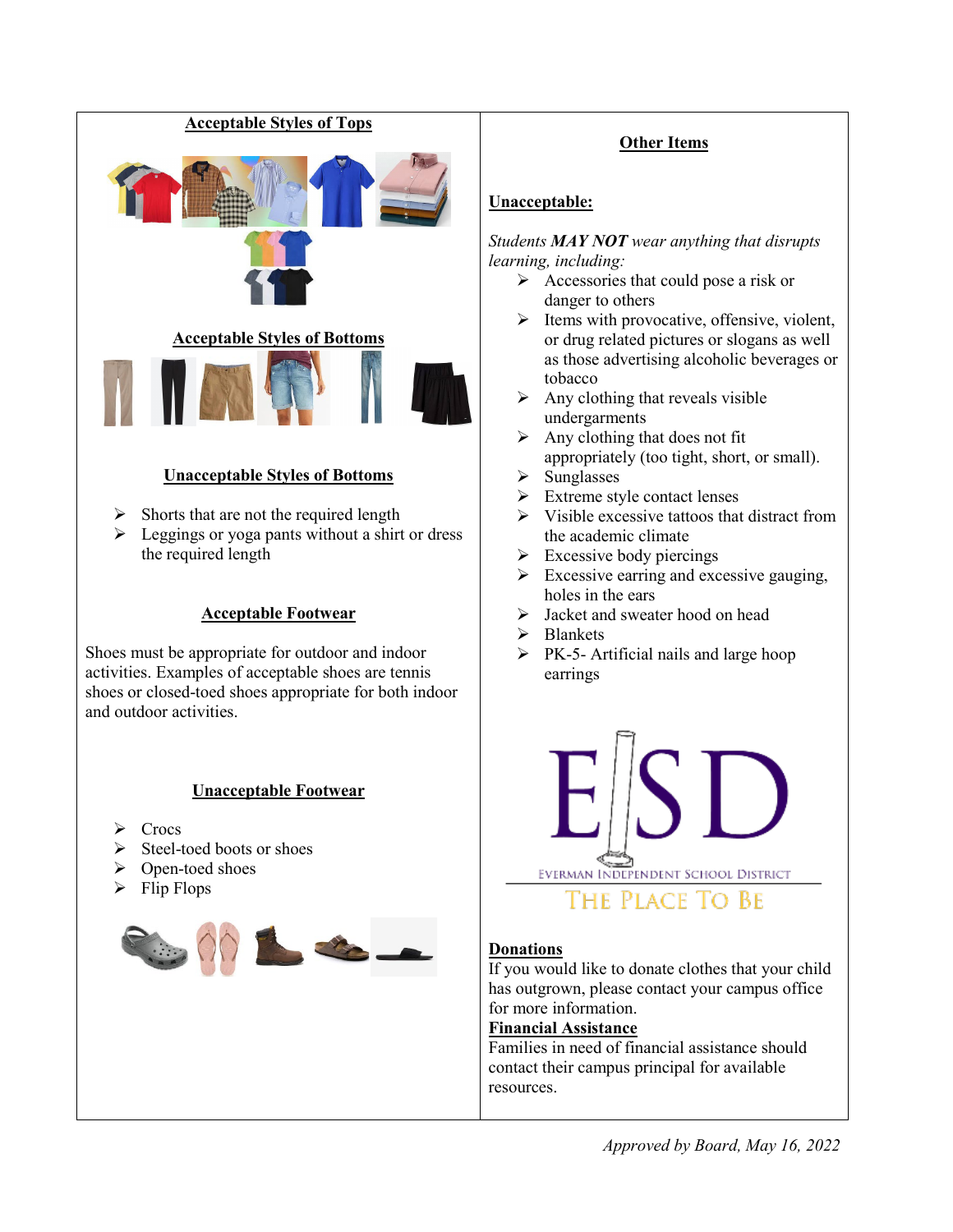## Acceptable Styles of Tops

## Acceptable Styles of Bottoms

## Unacceptable Styles of Bottoms

- Shorts that are not the required length
- Leggings or yoga pants without a shirt or dress the required length

## Acceptable Footwear

Shoes must be appropriate for outdoor and indoor activities. Examples of acceptable shoes are tennis shoes or closed-toed shoes appropriate for both indoor and outdoor activities.

## Unacceptable Footwear

- Crocs
- Steel-toed boots or shoes
- Open-toed shoes
- Flip Flops

## Other Items

### Unacceptable:

*Students **MAY NOT** wear anything that disrupts learning, including:*

- Accessories that could pose a risk or danger to others
- Items with provocative, offensive, violent, or drug related pictures or slogans as well as those advertising alcoholic beverages or tobacco
- Any clothing that reveals visible undergarments
- Any clothing that does not fit appropriately (too tight, short, or small).
- Sunglasses
- Extreme style contact lenses
- Visible excessive tattoos that distract from the academic climate
- Excessive body piercings
- Excessive earring and excessive gauging, holes in the ears
- Jacket and sweater hood on head
- Blankets
- PK-5- Artificial nails and large hoop earrings

EISD
EVERMAN INDEPENDENT SCHOOL DISTRICT
THE PLACE TO BE

**Donations**
If you would like to donate clothes that your child has outgrown, please contact your campus office for more information.

**Financial Assistance**
Families in need of financial assistance should contact their campus principal for available resources.

*Approved by Board, May 16, 2022*